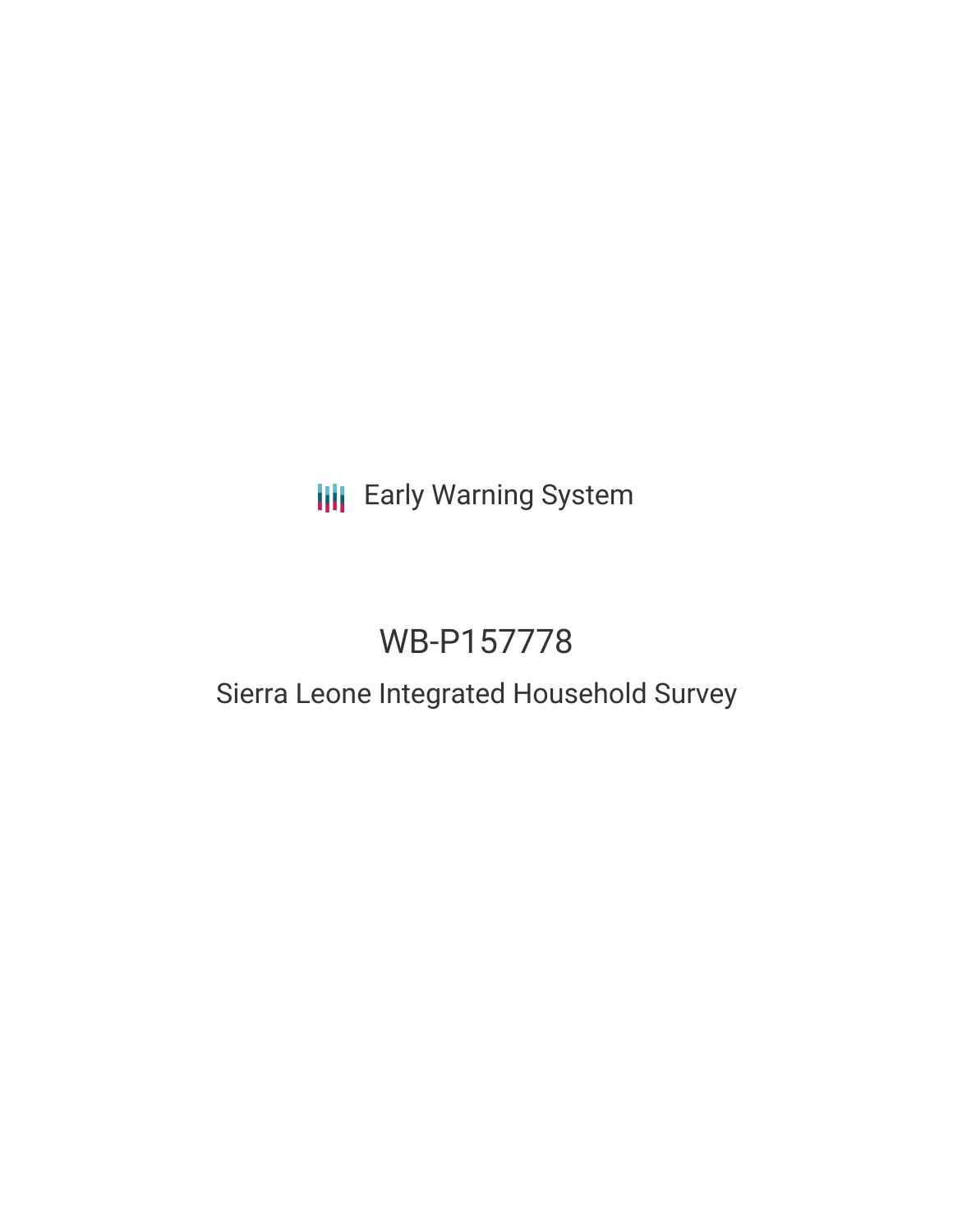Early Warning System

# WB-P157778

## Sierra Leone Integrated Household Survey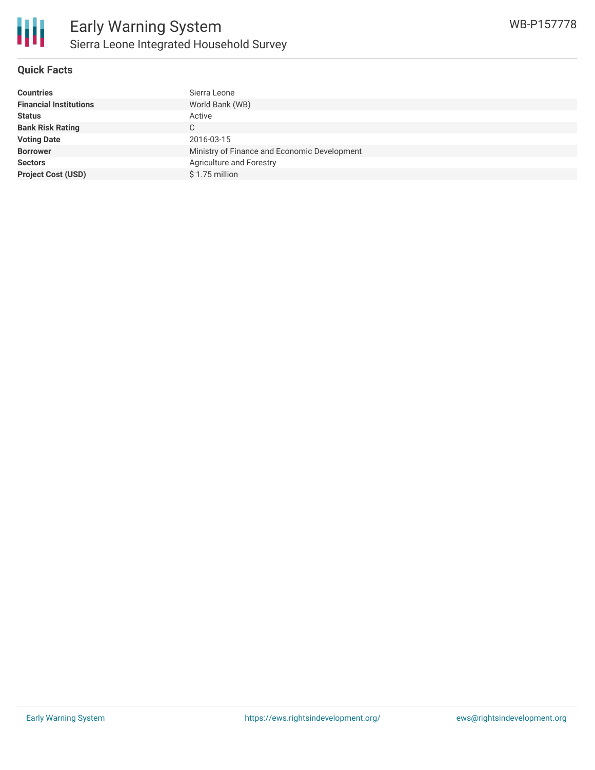# Early Warning System

## Sierra Leone Integrated Household Survey

WB-P157778

### Quick Facts

| | |
|---|---|
| **Countries** | Sierra Leone |
| **Financial Institutions** | World Bank (WB) |
| **Status** | Active |
| **Bank Risk Rating** | C |
| **Voting Date** | 2016-03-15 |
| **Borrower** | Ministry of Finance and Economic Development |
| **Sectors** | Agriculture and Forestry |
| **Project Cost (USD)** | $ 1.75 million |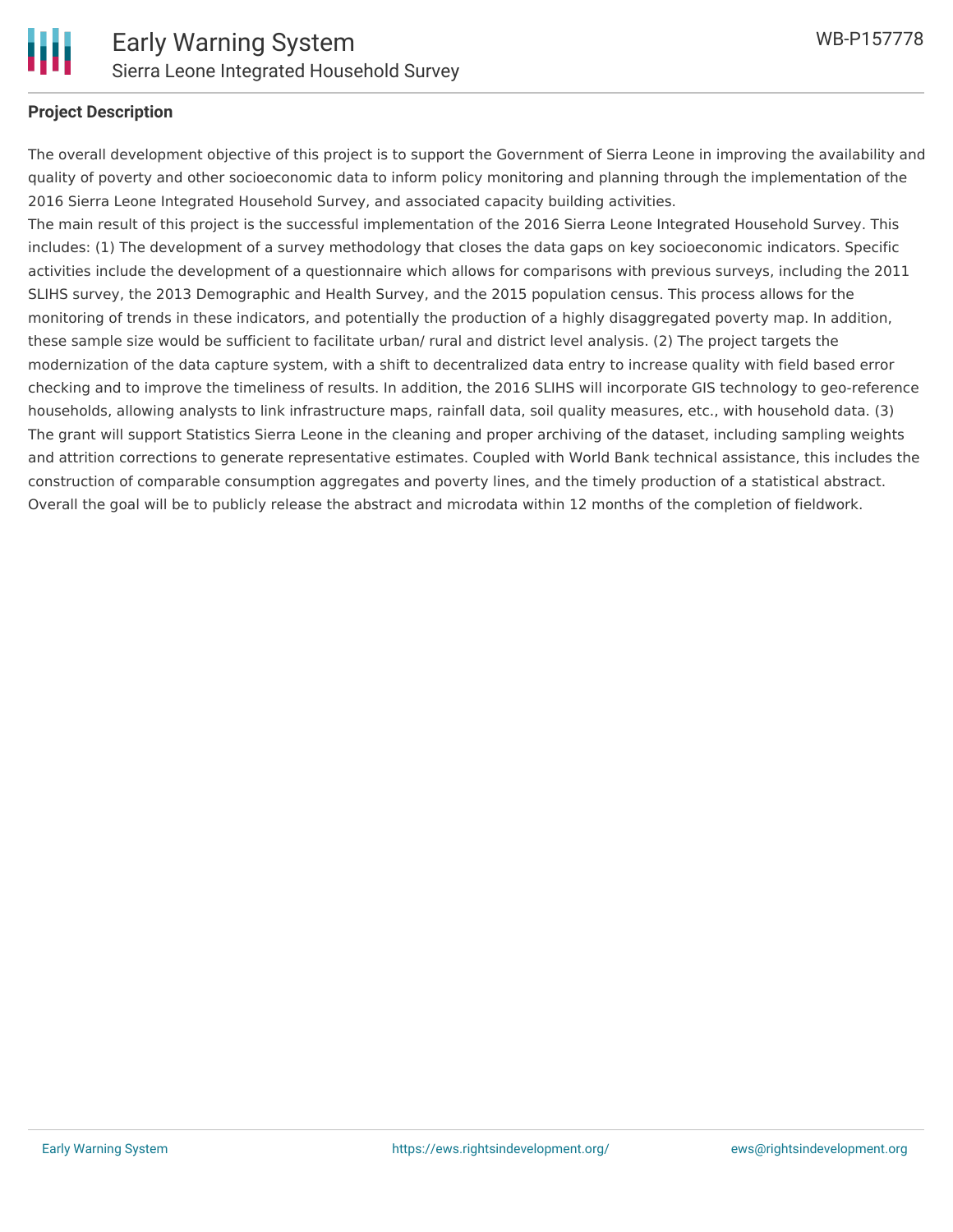## Project Description

The overall development objective of this project is to support the Government of Sierra Leone in improving the availability and quality of poverty and other socioeconomic data to inform policy monitoring and planning through the implementation of the 2016 Sierra Leone Integrated Household Survey, and associated capacity building activities.
The main result of this project is the successful implementation of the 2016 Sierra Leone Integrated Household Survey. This includes: (1) The development of a survey methodology that closes the data gaps on key socioeconomic indicators. Specific activities include the development of a questionnaire which allows for comparisons with previous surveys, including the 2011 SLIHS survey, the 2013 Demographic and Health Survey, and the 2015 population census. This process allows for the monitoring of trends in these indicators, and potentially the production of a highly disaggregated poverty map. In addition, these sample size would be sufficient to facilitate urban/ rural and district level analysis. (2) The project targets the modernization of the data capture system, with a shift to decentralized data entry to increase quality with field based error checking and to improve the timeliness of results. In addition, the 2016 SLIHS will incorporate GIS technology to geo-reference households, allowing analysts to link infrastructure maps, rainfall data, soil quality measures, etc., with household data. (3) The grant will support Statistics Sierra Leone in the cleaning and proper archiving of the dataset, including sampling weights and attrition corrections to generate representative estimates. Coupled with World Bank technical assistance, this includes the construction of comparable consumption aggregates and poverty lines, and the timely production of a statistical abstract. Overall the goal will be to publicly release the abstract and microdata within 12 months of the completion of fieldwork.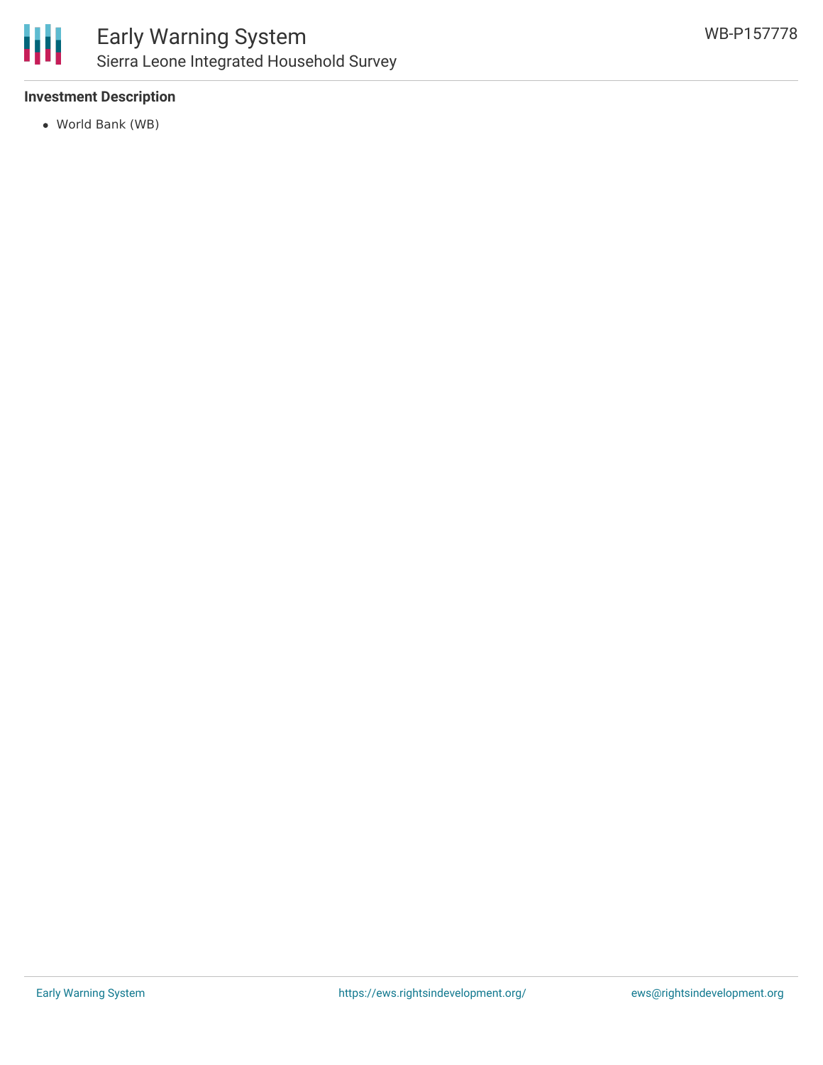**Investment Description**

- World Bank (WB)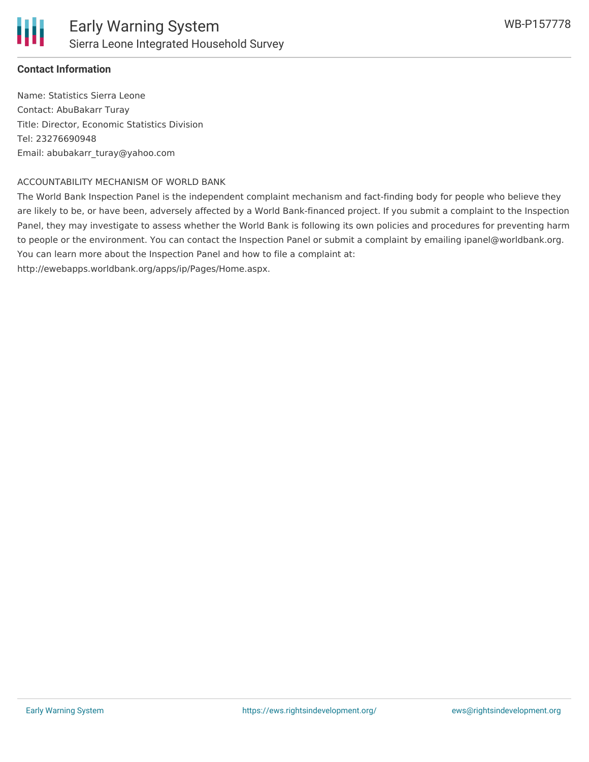**Contact Information**

Name: Statistics Sierra Leone
Contact: AbuBakarr Turay
Title: Director, Economic Statistics Division
Tel: 23276690948
Email: abubakarr_turay@yahoo.com

ACCOUNTABILITY MECHANISM OF WORLD BANK

The World Bank Inspection Panel is the independent complaint mechanism and fact-finding body for people who believe they are likely to be, or have been, adversely affected by a World Bank-financed project. If you submit a complaint to the Inspection Panel, they may investigate to assess whether the World Bank is following its own policies and procedures for preventing harm to people or the environment. You can contact the Inspection Panel or submit a complaint by emailing ipanel@worldbank.org. You can learn more about the Inspection Panel and how to file a complaint at: http://ewebapps.worldbank.org/apps/ip/Pages/Home.aspx.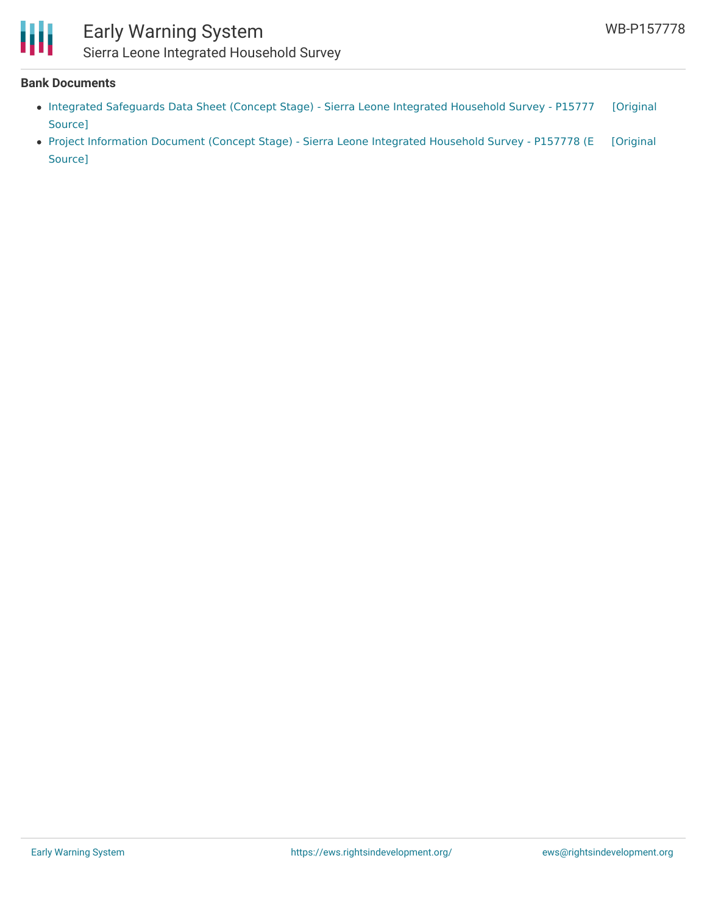**Bank Documents**

- Integrated Safeguards Data Sheet (Concept Stage) - Sierra Leone Integrated Household Survey - P15777 [Original Source]
- Project Information Document (Concept Stage) - Sierra Leone Integrated Household Survey - P157778 (E [Original Source]